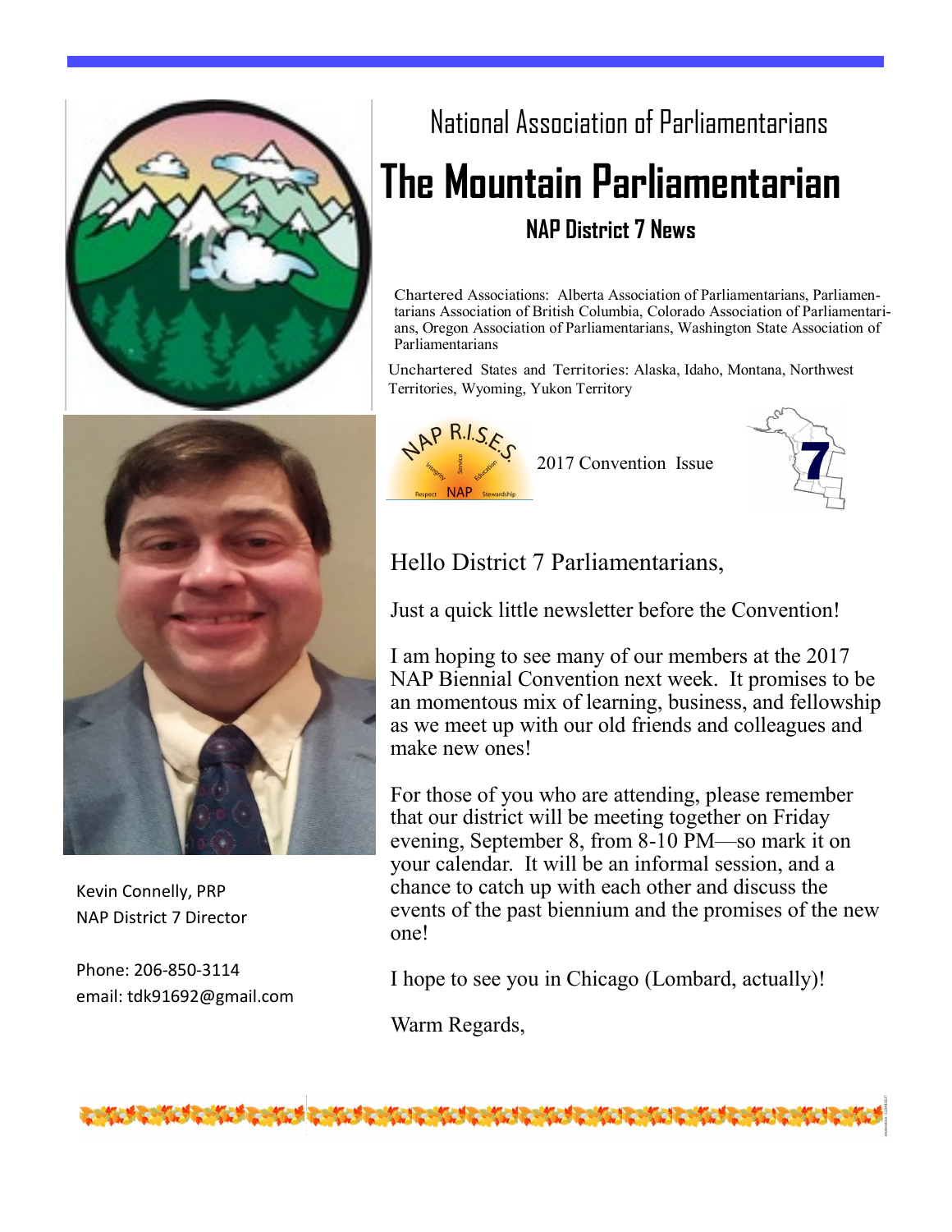National Association of Parliamentarians

# The Mountain Parliamentarian

## NAP District 7 News

Chartered Associations: Alberta Association of Parliamentarians, Parliamentarians Association of British Columbia, Colorado Association of Parliamentarians, Oregon Association of Parliamentarians, Washington State Association of Parliamentarians

Unchartered States and Territories: Alaska, Idaho, Montana, Northwest Territories, Wyoming, Yukon Territory

NAP R.I.S.E.S. — Integrity, Service, Education, Respect, NAP, Stewardship

2017 Convention Issue

Kevin Connelly, PRP
NAP District 7 Director

Phone: 206-850-3114
email: tdk91692@gmail.com

Hello District 7 Parliamentarians,

Just a quick little newsletter before the Convention!

I am hoping to see many of our members at the 2017 NAP Biennial Convention next week. It promises to be an momentous mix of learning, business, and fellowship as we meet up with our old friends and colleagues and make new ones!

For those of you who are attending, please remember that our district will be meeting together on Friday evening, September 8, from 8-10 PM—so mark it on your calendar. It will be an informal session, and a chance to catch up with each other and discuss the events of the past biennium and the promises of the new one!

I hope to see you in Chicago (Lombard, actually)!

Warm Regards,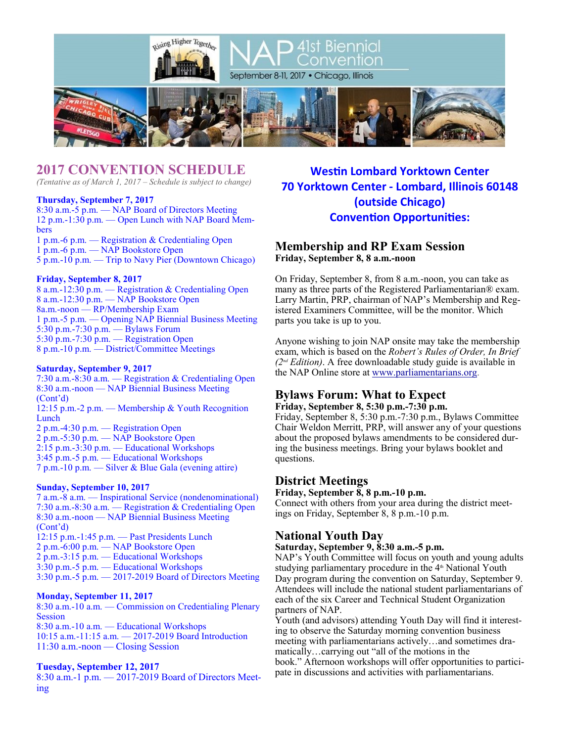Rising Higher Together

# NAP 41st Biennial Convention

September 8-11, 2017 • Chicago, Illinois

## 2017 CONVENTION SCHEDULE

*(Tentative as of March 1, 2017 – Schedule is subject to change)*

**Thursday, September 7, 2017**

8:30 a.m.-5 p.m. — NAP Board of Directors Meeting
12 p.m.-1:30 p.m. — Open Lunch with NAP Board Members
1 p.m.-6 p.m. — Registration & Credentialing Open
1 p.m.-6 p.m. — NAP Bookstore Open
5 p.m.-10 p.m. — Trip to Navy Pier (Downtown Chicago)

**Friday, September 8, 2017**

8 a.m.-12:30 p.m. — Registration & Credentialing Open
8 a.m.-12:30 p.m. — NAP Bookstore Open
8a.m.-noon — RP/Membership Exam
1 p.m.-5 p.m. — Opening NAP Biennial Business Meeting
5:30 p.m.-7:30 p.m. — Bylaws Forum
5:30 p.m.-7:30 p.m. — Registration Open
8 p.m.-10 p.m. — District/Committee Meetings

**Saturday, September 9, 2017**

7:30 a.m.-8:30 a.m. — Registration & Credentialing Open
8:30 a.m.-noon — NAP Biennial Business Meeting (Cont'd)
12:15 p.m.-2 p.m. — Membership & Youth Recognition Lunch
2 p.m.-4:30 p.m. — Registration Open
2 p.m.-5:30 p.m. — NAP Bookstore Open
2:15 p.m.-3:30 p.m. — Educational Workshops
3:45 p.m.-5 p.m. — Educational Workshops
7 p.m.-10 p.m. — Silver & Blue Gala (evening attire)

**Sunday, September 10, 2017**

7 a.m.-8 a.m. — Inspirational Service (nondenominational)
7:30 a.m.-8:30 a.m. — Registration & Credentialing Open
8:30 a.m.-noon — NAP Biennial Business Meeting (Cont'd)
12:15 p.m.-1:45 p.m. — Past Presidents Lunch
2 p.m.-6:00 p.m. — NAP Bookstore Open
2 p.m.-3:15 p.m. — Educational Workshops
3:30 p.m.-5 p.m. — Educational Workshops
3:30 p.m.-5 p.m. — 2017-2019 Board of Directors Meeting

**Monday, September 11, 2017**

8:30 a.m.-10 a.m. — Commission on Credentialing Plenary Session
8:30 a.m.-10 a.m. — Educational Workshops
10:15 a.m.-11:15 a.m. — 2017-2019 Board Introduction
11:30 a.m.-noon — Closing Session

**Tuesday, September 12, 2017**

8:30 a.m.-1 p.m. — 2017-2019 Board of Directors Meeting

**Westin Lombard Yorktown Center**
**70 Yorktown Center - Lombard, Illinois 60148**
**(outside Chicago)**
**Convention Opportunities:**

## Membership and RP Exam Session

**Friday, September 8, 8 a.m.-noon**

On Friday, September 8, from 8 a.m.-noon, you can take as many as three parts of the Registered Parliamentarian® exam. Larry Martin, PRP, chairman of NAP's Membership and Registered Examiners Committee, will be the monitor. Which parts you take is up to you.

Anyone wishing to join NAP onsite may take the membership exam, which is based on the *Robert's Rules of Order, In Brief (2nd Edition)*. A free downloadable study guide is available in the NAP Online store at www.parliamentarians.org.

## Bylaws Forum: What to Expect

**Friday, September 8, 5:30 p.m.-7:30 p.m.**

Friday, September 8, 5:30 p.m.-7:30 p.m., Bylaws Committee Chair Weldon Merritt, PRP, will answer any of your questions about the proposed bylaws amendments to be considered during the business meetings. Bring your bylaws booklet and questions.

## District Meetings

**Friday, September 8, 8 p.m.-10 p.m.**

Connect with others from your area during the district meetings on Friday, September 8, 8 p.m.-10 p.m.

## National Youth Day

**Saturday, September 9, 8:30 a.m.-5 p.m.**

NAP's Youth Committee will focus on youth and young adults studying parliamentary procedure in the 4th National Youth Day program during the convention on Saturday, September 9. Attendees will include the national student parliamentarians of each of the six Career and Technical Student Organization partners of NAP.

Youth (and advisors) attending Youth Day will find it interesting to observe the Saturday morning convention business meeting with parliamentarians actively…and sometimes dramatically…carrying out "all of the motions in the book." Afternoon workshops will offer opportunities to participate in discussions and activities with parliamentarians.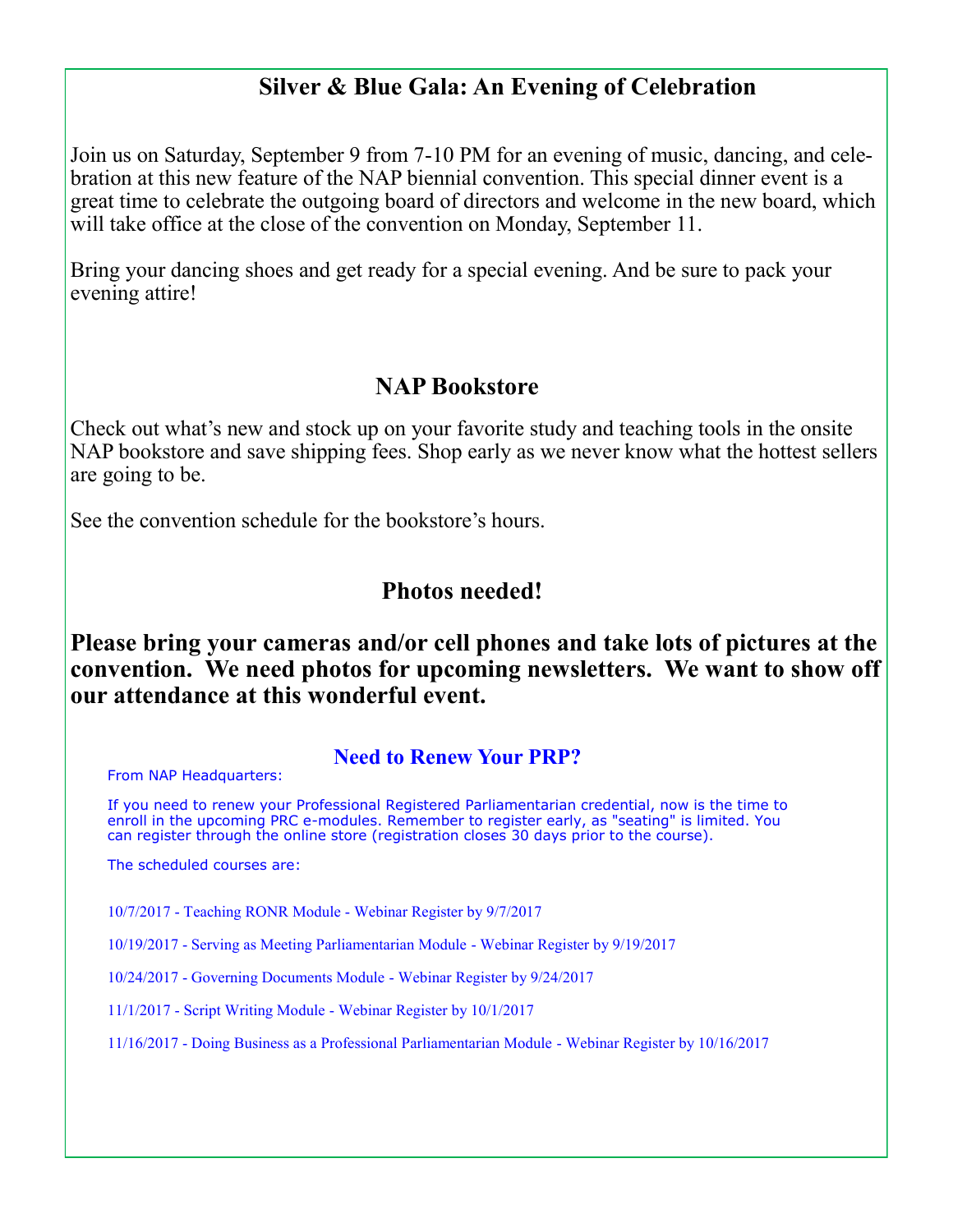## Silver & Blue Gala: An Evening of Celebration

Join us on Saturday, September 9 from 7-10 PM for an evening of music, dancing, and celebration at this new feature of the NAP biennial convention. This special dinner event is a great time to celebrate the outgoing board of directors and welcome in the new board, which will take office at the close of the convention on Monday, September 11.

Bring your dancing shoes and get ready for a special evening. And be sure to pack your evening attire!

## NAP Bookstore

Check out what's new and stock up on your favorite study and teaching tools in the onsite NAP bookstore and save shipping fees. Shop early as we never know what the hottest sellers are going to be.

See the convention schedule for the bookstore's hours.

## Photos needed!

**Please bring your cameras and/or cell phones and take lots of pictures at the convention. We need photos for upcoming newsletters. We want to show off our attendance at this wonderful event.**

## Need to Renew Your PRP?

From NAP Headquarters:

If you need to renew your Professional Registered Parliamentarian credential, now is the time to enroll in the upcoming PRC e-modules. Remember to register early, as "seating" is limited. You can register through the online store (registration closes 30 days prior to the course).

The scheduled courses are:

10/7/2017 - Teaching RONR Module - Webinar Register by 9/7/2017

10/19/2017 - Serving as Meeting Parliamentarian Module - Webinar Register by 9/19/2017

10/24/2017 - Governing Documents Module - Webinar Register by 9/24/2017

11/1/2017 - Script Writing Module - Webinar Register by 10/1/2017

11/16/2017 - Doing Business as a Professional Parliamentarian Module - Webinar Register by 10/16/2017